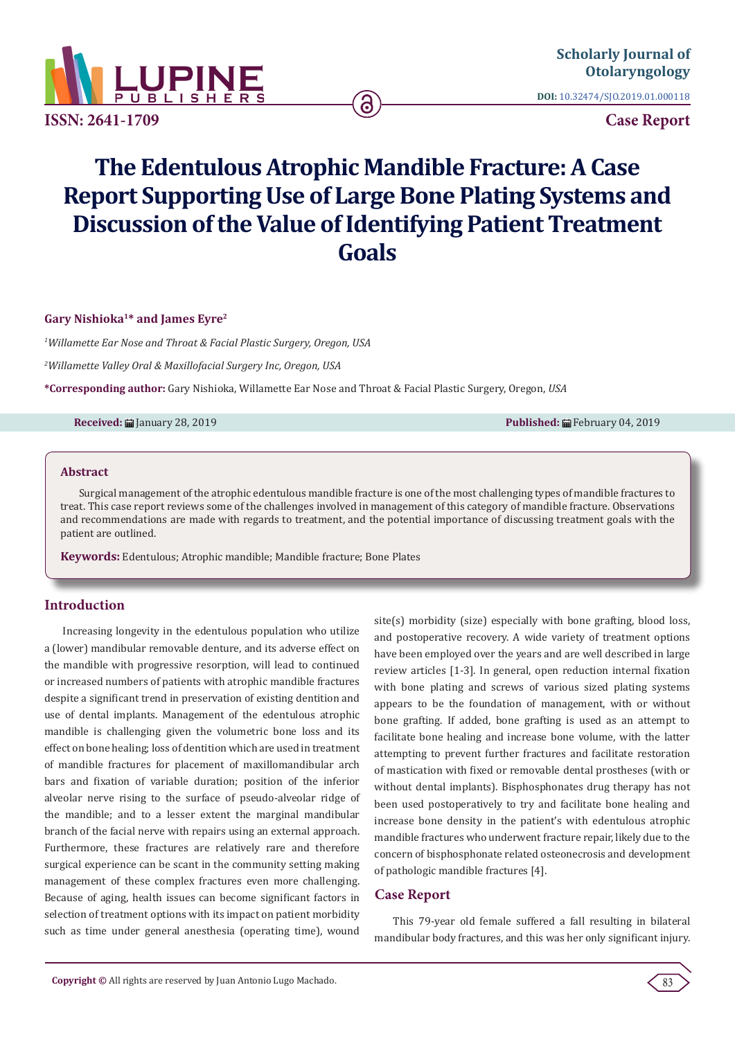Scholarly Journal of Otolaryngology

DOI: 10.32474/SJO.2019.01.000118

ISSN: 2641-1709

Case Report

# The Edentulous Atrophic Mandible Fracture: A Case Report Supporting Use of Large Bone Plating Systems and Discussion of the Value of Identifying Patient Treatment Goals

**Gary Nishioka[1]* and James Eyre[2]**

[1]*Willamette Ear Nose and Throat & Facial Plastic Surgery, Oregon, USA*

[2]*Willamette Valley Oral & Maxillofacial Surgery Inc, Oregon, USA*

**\*Corresponding author:** Gary Nishioka, Willamette Ear Nose and Throat & Facial Plastic Surgery, Oregon, *USA*

**Received:** January 28, 2019 **Published:** February 04, 2019

## Abstract

Surgical management of the atrophic edentulous mandible fracture is one of the most challenging types of mandible fractures to treat. This case report reviews some of the challenges involved in management of this category of mandible fracture. Observations and recommendations are made with regards to treatment, and the potential importance of discussing treatment goals with the patient are outlined.

**Keywords:** Edentulous; Atrophic mandible; Mandible fracture; Bone Plates

## Introduction

Increasing longevity in the edentulous population who utilize a (lower) mandibular removable denture, and its adverse effect on the mandible with progressive resorption, will lead to continued or increased numbers of patients with atrophic mandible fractures despite a significant trend in preservation of existing dentition and use of dental implants. Management of the edentulous atrophic mandible is challenging given the volumetric bone loss and its effect on bone healing; loss of dentition which are used in treatment of mandible fractures for placement of maxillomandibular arch bars and fixation of variable duration; position of the inferior alveolar nerve rising to the surface of pseudo-alveolar ridge of the mandible; and to a lesser extent the marginal mandibular branch of the facial nerve with repairs using an external approach. Furthermore, these fractures are relatively rare and therefore surgical experience can be scant in the community setting making management of these complex fractures even more challenging. Because of aging, health issues can become significant factors in selection of treatment options with its impact on patient morbidity such as time under general anesthesia (operating time), wound site(s) morbidity (size) especially with bone grafting, blood loss, and postoperative recovery. A wide variety of treatment options have been employed over the years and are well described in large review articles [1-3]. In general, open reduction internal fixation with bone plating and screws of various sized plating systems appears to be the foundation of management, with or without bone grafting. If added, bone grafting is used as an attempt to facilitate bone healing and increase bone volume, with the latter attempting to prevent further fractures and facilitate restoration of mastication with fixed or removable dental prostheses (with or without dental implants). Bisphosphonates drug therapy has not been used postoperatively to try and facilitate bone healing and increase bone density in the patient's with edentulous atrophic mandible fractures who underwent fracture repair, likely due to the concern of bisphosphonate related osteonecrosis and development of pathologic mandible fractures [4].

## Case Report

This 79-year old female suffered a fall resulting in bilateral mandibular body fractures, and this was her only significant injury.

**Copyright ©** All rights are reserved by Juan Antonio Lugo Machado.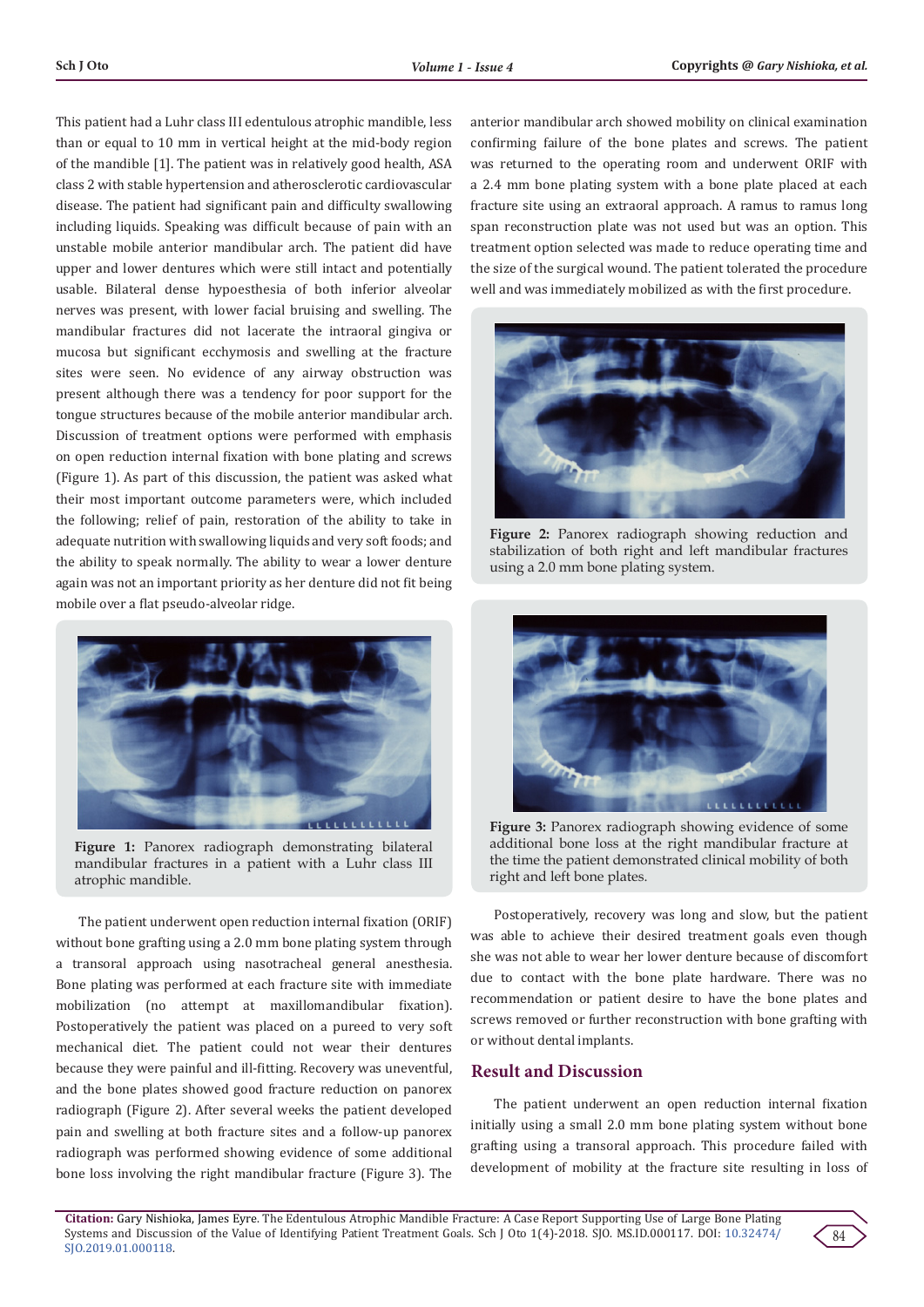This patient had a Luhr class III edentulous atrophic mandible, less than or equal to 10 mm in vertical height at the mid-body region of the mandible [1]. The patient was in relatively good health, ASA class 2 with stable hypertension and atherosclerotic cardiovascular disease. The patient had significant pain and difficulty swallowing including liquids. Speaking was difficult because of pain with an unstable mobile anterior mandibular arch. The patient did have upper and lower dentures which were still intact and potentially usable. Bilateral dense hypoesthesia of both inferior alveolar nerves was present, with lower facial bruising and swelling. The mandibular fractures did not lacerate the intraoral gingiva or mucosa but significant ecchymosis and swelling at the fracture sites were seen. No evidence of any airway obstruction was present although there was a tendency for poor support for the tongue structures because of the mobile anterior mandibular arch. Discussion of treatment options were performed with emphasis on open reduction internal fixation with bone plating and screws (Figure 1). As part of this discussion, the patient was asked what their most important outcome parameters were, which included the following; relief of pain, restoration of the ability to take in adequate nutrition with swallowing liquids and very soft foods; and the ability to speak normally. The ability to wear a lower denture again was not an important priority as her denture did not fit being mobile over a flat pseudo-alveolar ridge.

**Figure 1:** Panorex radiograph demonstrating bilateral mandibular fractures in a patient with a Luhr class III atrophic mandible.

The patient underwent open reduction internal fixation (ORIF) without bone grafting using a 2.0 mm bone plating system through a transoral approach using nasotracheal general anesthesia. Bone plating was performed at each fracture site with immediate mobilization (no attempt at maxillomandibular fixation). Postoperatively the patient was placed on a pureed to very soft mechanical diet. The patient could not wear their dentures because they were painful and ill-fitting. Recovery was uneventful, and the bone plates showed good fracture reduction on panorex radiograph (Figure 2). After several weeks the patient developed pain and swelling at both fracture sites and a follow-up panorex radiograph was performed showing evidence of some additional bone loss involving the right mandibular fracture (Figure 3). The anterior mandibular arch showed mobility on clinical examination confirming failure of the bone plates and screws. The patient was returned to the operating room and underwent ORIF with a 2.4 mm bone plating system with a bone plate placed at each fracture site using an extraoral approach. A ramus to ramus long span reconstruction plate was not used but was an option. This treatment option selected was made to reduce operating time and the size of the surgical wound. The patient tolerated the procedure well and was immediately mobilized as with the first procedure.

**Figure 2:** Panorex radiograph showing reduction and stabilization of both right and left mandibular fractures using a 2.0 mm bone plating system.

**Figure 3:** Panorex radiograph showing evidence of some additional bone loss at the right mandibular fracture at the time the patient demonstrated clinical mobility of both right and left bone plates.

Postoperatively, recovery was long and slow, but the patient was able to achieve their desired treatment goals even though she was not able to wear her lower denture because of discomfort due to contact with the bone plate hardware. There was no recommendation or patient desire to have the bone plates and screws removed or further reconstruction with bone grafting with or without dental implants.

## Result and Discussion

The patient underwent an open reduction internal fixation initially using a small 2.0 mm bone plating system without bone grafting using a transoral approach. This procedure failed with development of mobility at the fracture site resulting in loss of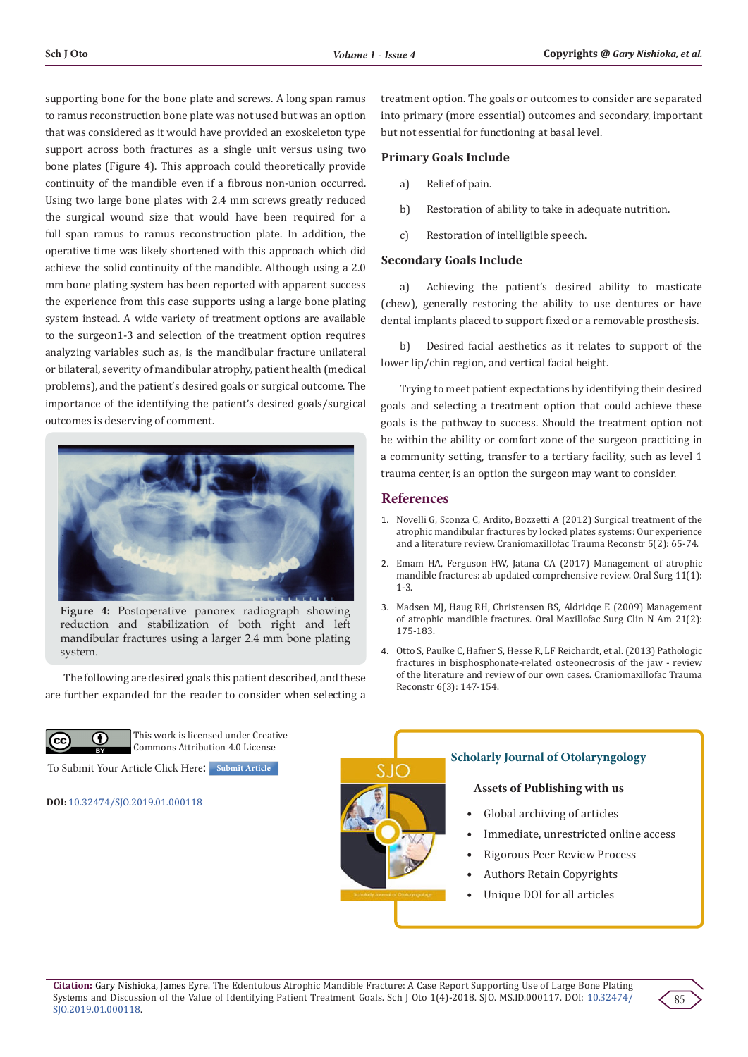supporting bone for the bone plate and screws. A long span ramus to ramus reconstruction bone plate was not used but was an option that was considered as it would have provided an exoskeleton type support across both fractures as a single unit versus using two bone plates (Figure 4). This approach could theoretically provide continuity of the mandible even if a fibrous non-union occurred. Using two large bone plates with 2.4 mm screws greatly reduced the surgical wound size that would have been required for a full span ramus to ramus reconstruction plate. In addition, the operative time was likely shortened with this approach which did achieve the solid continuity of the mandible. Although using a 2.0 mm bone plating system has been reported with apparent success the experience from this case supports using a large bone plating system instead. A wide variety of treatment options are available to the surgeon1-3 and selection of the treatment option requires analyzing variables such as, is the mandibular fracture unilateral or bilateral, severity of mandibular atrophy, patient health (medical problems), and the patient's desired goals or surgical outcome. The importance of the identifying the patient's desired goals/surgical outcomes is deserving of comment.

**Figure 4:** Postoperative panorex radiograph showing reduction and stabilization of both right and left mandibular fractures using a larger 2.4 mm bone plating system.

The following are desired goals this patient described, and these are further expanded for the reader to consider when selecting a treatment option. The goals or outcomes to consider are separated into primary (more essential) outcomes and secondary, important but not essential for functioning at basal level.

## Primary Goals Include

a) Relief of pain.

b) Restoration of ability to take in adequate nutrition.

c) Restoration of intelligible speech.

## Secondary Goals Include

a) Achieving the patient's desired ability to masticate (chew), generally restoring the ability to use dentures or have dental implants placed to support fixed or a removable prosthesis.

b) Desired facial aesthetics as it relates to support of the lower lip/chin region, and vertical facial height.

Trying to meet patient expectations by identifying their desired goals and selecting a treatment option that could achieve these goals is the pathway to success. Should the treatment option not be within the ability or comfort zone of the surgeon practicing in a community setting, transfer to a tertiary facility, such as level 1 trauma center, is an option the surgeon may want to consider.

## References

1. Novelli G, Sconza C, Ardito, Bozzetti A (2012) Surgical treatment of the atrophic mandibular fractures by locked plates systems: Our experience and a literature review. Craniomaxillofac Trauma Reconstr 5(2): 65-74.
2. Emam HA, Ferguson HW, Jatana CA (2017) Management of atrophic mandible fractures: ab updated comprehensive review. Oral Surg 11(1): 1-3.
3. Madsen MJ, Haug RH, Christensen BS, Aldridqe E (2009) Management of atrophic mandible fractures. Oral Maxillofac Surg Clin N Am 21(2): 175-183.
4. Otto S, Paulke C, Hafner S, Hesse R, LF Reichardt, et al. (2013) Pathologic fractures in bisphosphonate-related osteonecrosis of the jaw - review of the literature and review of our own cases. Craniomaxillofac Trauma Reconstr 6(3): 147-154.

This work is licensed under Creative Commons Attribution 4.0 License

To Submit Your Article Click Here: Submit Article

**DOI:** 10.32474/SJO.2019.01.000118

**Scholarly Journal of Otolaryngology**

**Assets of Publishing with us**

- Global archiving of articles
- Immediate, unrestricted online access
- Rigorous Peer Review Process
- Authors Retain Copyrights
- Unique DOI for all articles

**Citation:** Gary Nishioka, James Eyre. The Edentulous Atrophic Mandible Fracture: A Case Report Supporting Use of Large Bone Plating Systems and Discussion of the Value of Identifying Patient Treatment Goals. Sch J Oto 1(4)-2018. SJO. MS.ID.000117. DOI: 10.32474/SJO.2019.01.000118.